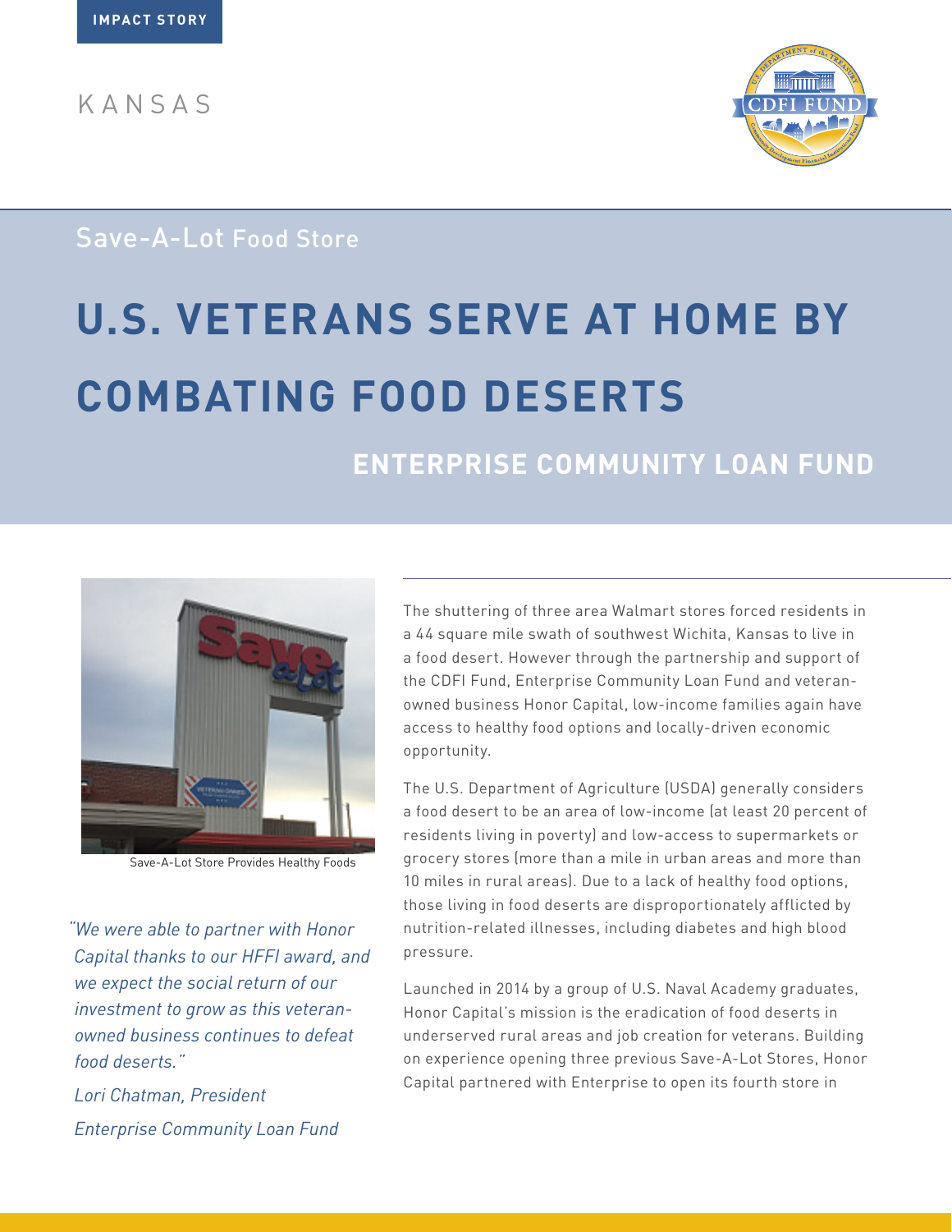IMPACT STORY

KANSAS

## Save-A-Lot Food Store

# U.S. VETERANS SERVE AT HOME BY COMBATING FOOD DESERTS

### ENTERPRISE COMMUNITY LOAN FUND

Save-A-Lot Store Provides Healthy Foods

*"We were able to partner with Honor Capital thanks to our HFFI award, and we expect the social return of our investment to grow as this veteran-owned business continues to defeat food deserts."*

*Lori Chatman, President*

*Enterprise Community Loan Fund*

The shuttering of three area Walmart stores forced residents in a 44 square mile swath of southwest Wichita, Kansas to live in a food desert. However through the partnership and support of the CDFI Fund, Enterprise Community Loan Fund and veteran-owned business Honor Capital, low-income families again have access to healthy food options and locally-driven economic opportunity.

The U.S. Department of Agriculture (USDA) generally considers a food desert to be an area of low-income (at least 20 percent of residents living in poverty) and low-access to supermarkets or grocery stores (more than a mile in urban areas and more than 10 miles in rural areas). Due to a lack of healthy food options, those living in food deserts are disproportionately afflicted by nutrition-related illnesses, including diabetes and high blood pressure.

Launched in 2014 by a group of U.S. Naval Academy graduates, Honor Capital's mission is the eradication of food deserts in underserved rural areas and job creation for veterans. Building on experience opening three previous Save-A-Lot Stores, Honor Capital partnered with Enterprise to open its fourth store in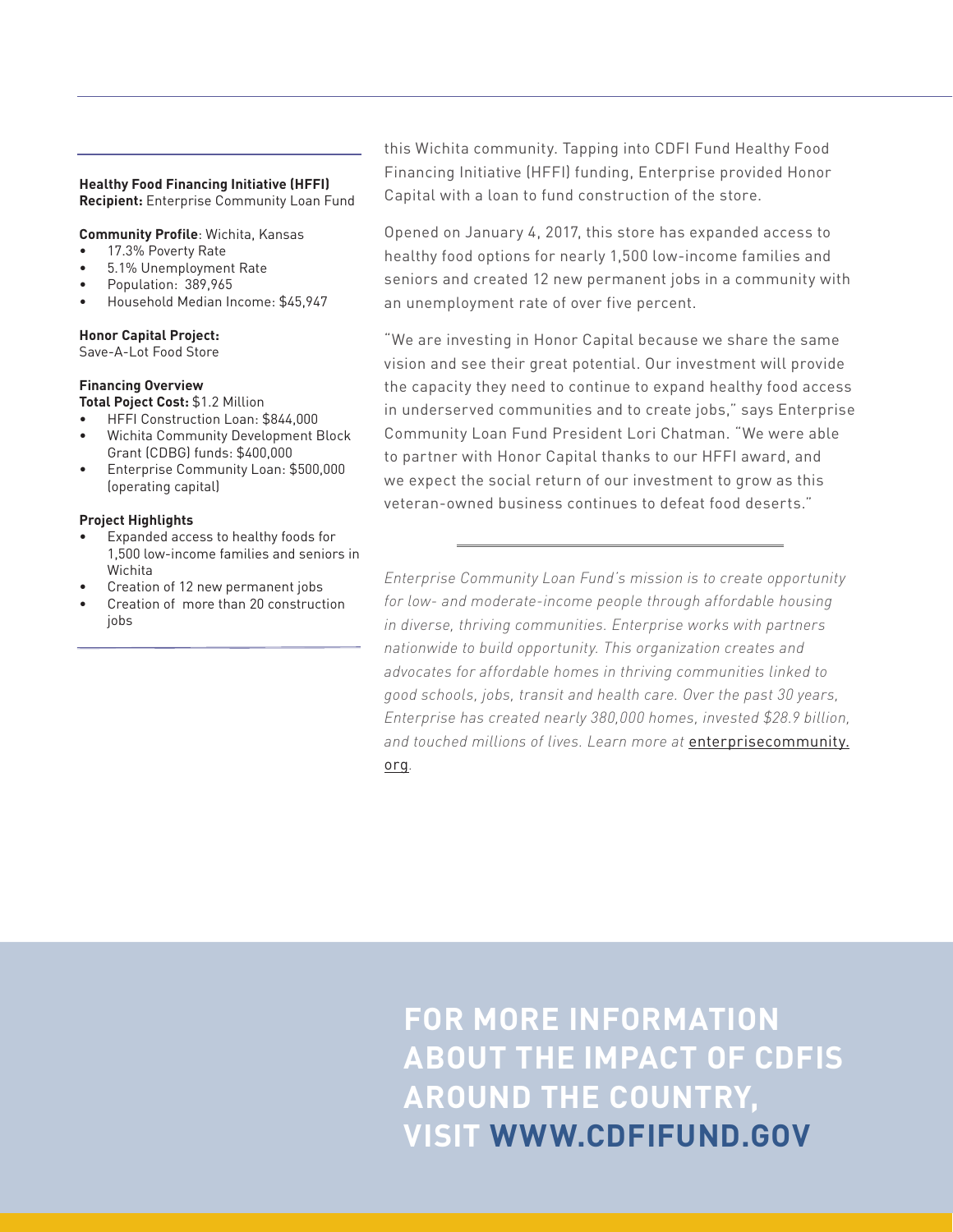**Healthy Food Financing Initiative (HFFI) Recipient:** Enterprise Community Loan Fund

**Community Profile**: Wichita, Kansas

- 17.3% Poverty Rate
- 5.1% Unemployment Rate
- Population: 389,965
- Household Median Income: $45,947

**Honor Capital Project:**
Save-A-Lot Food Store

**Financing Overview**
**Total Poject Cost:** $1.2 Million

- HFFI Construction Loan: $844,000
- Wichita Community Development Block Grant (CDBG) funds: $400,000
- Enterprise Community Loan: $500,000 (operating capital)

**Project Highlights**

- Expanded access to healthy foods for 1,500 low-income families and seniors in Wichita
- Creation of 12 new permanent jobs
- Creation of more than 20 construction jobs

this Wichita community. Tapping into CDFI Fund Healthy Food Financing Initiative (HFFI) funding, Enterprise provided Honor Capital with a loan to fund construction of the store.

Opened on January 4, 2017, this store has expanded access to healthy food options for nearly 1,500 low-income families and seniors and created 12 new permanent jobs in a community with an unemployment rate of over five percent.

"We are investing in Honor Capital because we share the same vision and see their great potential. Our investment will provide the capacity they need to continue to expand healthy food access in underserved communities and to create jobs," says Enterprise Community Loan Fund President Lori Chatman. "We were able to partner with Honor Capital thanks to our HFFI award, and we expect the social return of our investment to grow as this veteran-owned business continues to defeat food deserts."

*Enterprise Community Loan Fund's mission is to create opportunity for low- and moderate-income people through affordable housing in diverse, thriving communities. Enterprise works with partners nationwide to build opportunity. This organization creates and advocates for affordable homes in thriving communities linked to good schools, jobs, transit and health care. Over the past 30 years, Enterprise has created nearly 380,000 homes, invested $28.9 billion, and touched millions of lives. Learn more at* enterprisecommunity.org.

**FOR MORE INFORMATION ABOUT THE IMPACT OF CDFIS AROUND THE COUNTRY, VISIT WWW.CDFIFUND.GOV**